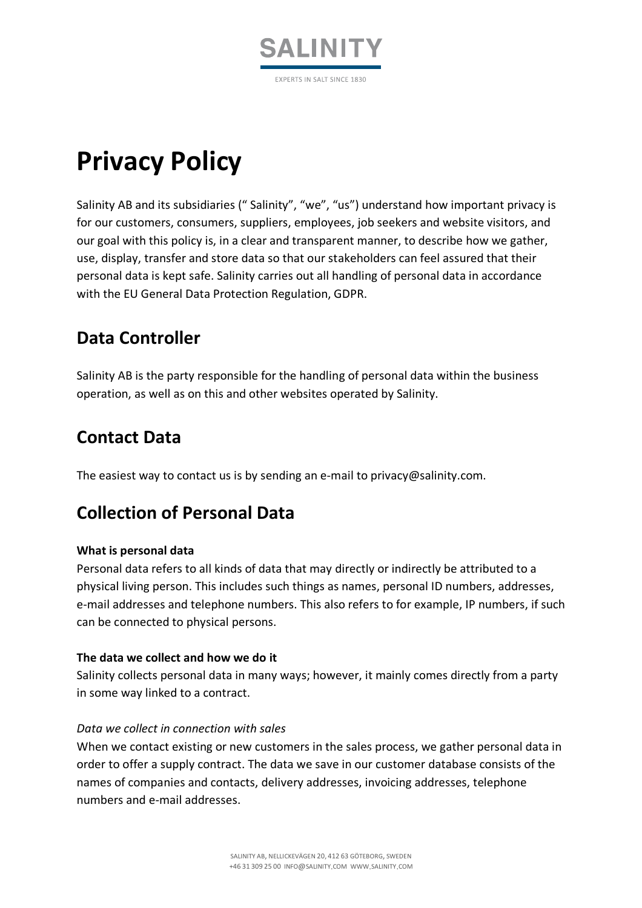SALINITY

EXPERTS IN SALT SINCE 1830

# Privacy Policy

Salinity AB and its subsidiaries (" Salinity", "we", "us") understand how important privacy is for our customers, consumers, suppliers, employees, job seekers and website visitors, and our goal with this policy is, in a clear and transparent manner, to describe how we gather, use, display, transfer and store data so that our stakeholders can feel assured that their personal data is kept safe. Salinity carries out all handling of personal data in accordance with the EU General Data Protection Regulation, GDPR.

## Data Controller

Salinity AB is the party responsible for the handling of personal data within the business operation, as well as on this and other websites operated by Salinity.

## Contact Data

The easiest way to contact us is by sending an e-mail to privacy@salinity.com.

## Collection of Personal Data

**What is personal data**

Personal data refers to all kinds of data that may directly or indirectly be attributed to a physical living person. This includes such things as names, personal ID numbers, addresses, e-mail addresses and telephone numbers. This also refers to for example, IP numbers, if such can be connected to physical persons.

**The data we collect and how we do it**

Salinity collects personal data in many ways; however, it mainly comes directly from a party in some way linked to a contract.

*Data we collect in connection with sales*

When we contact existing or new customers in the sales process, we gather personal data in order to offer a supply contract. The data we save in our customer database consists of the names of companies and contacts, delivery addresses, invoicing addresses, telephone numbers and e-mail addresses.

SALINITY AB, NELLICKEVÄGEN 20, 412 63 GÖTEBORG, SWEDEN
+46 31 309 25 00 INFO@SALINITY.COM WWW.SALINITY.COM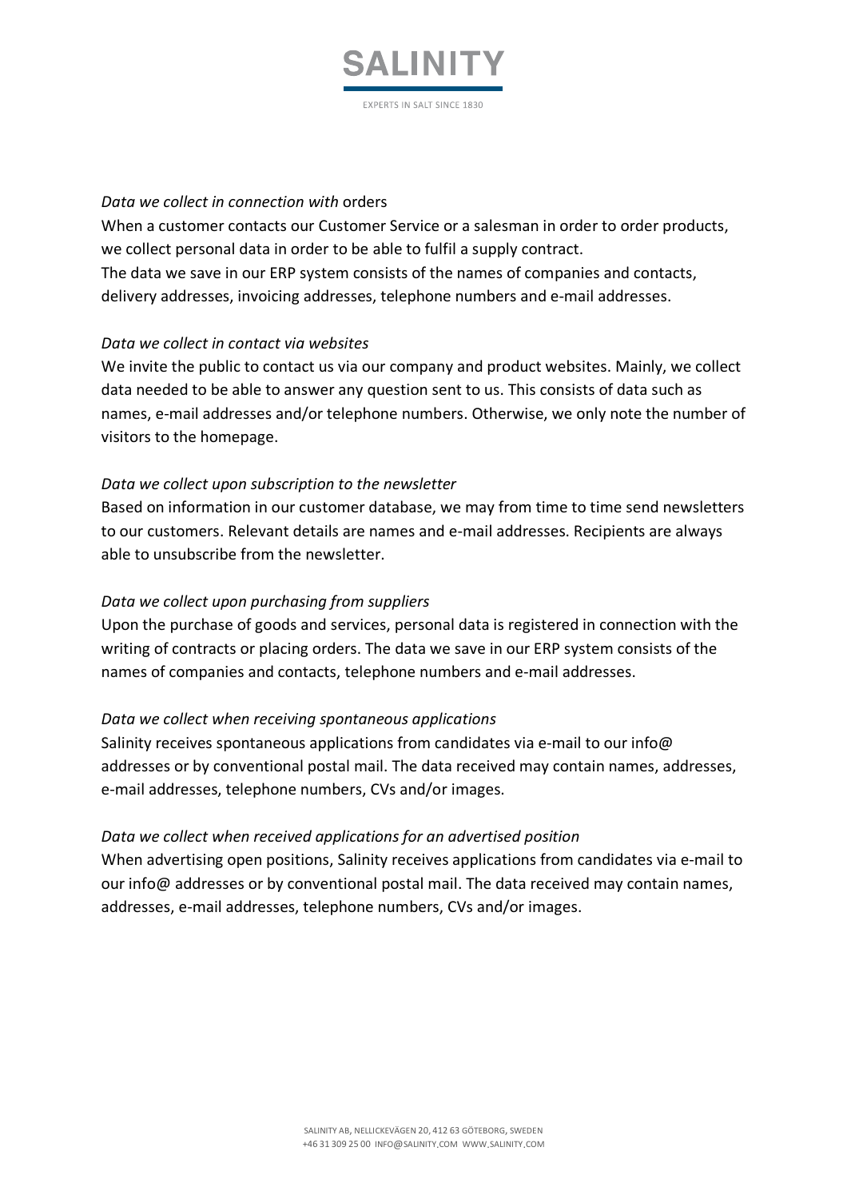*Data we collect in connection with* orders

When a customer contacts our Customer Service or a salesman in order to order products, we collect personal data in order to be able to fulfil a supply contract.
The data we save in our ERP system consists of the names of companies and contacts, delivery addresses, invoicing addresses, telephone numbers and e-mail addresses.

*Data we collect in contact via websites*

We invite the public to contact us via our company and product websites. Mainly, we collect data needed to be able to answer any question sent to us. This consists of data such as names, e-mail addresses and/or telephone numbers. Otherwise, we only note the number of visitors to the homepage.

*Data we collect upon subscription to the newsletter*

Based on information in our customer database, we may from time to time send newsletters to our customers. Relevant details are names and e-mail addresses. Recipients are always able to unsubscribe from the newsletter.

*Data we collect upon purchasing from suppliers*

Upon the purchase of goods and services, personal data is registered in connection with the writing of contracts or placing orders. The data we save in our ERP system consists of the names of companies and contacts, telephone numbers and e-mail addresses.

*Data we collect when receiving spontaneous applications*

Salinity receives spontaneous applications from candidates via e-mail to our info@ addresses or by conventional postal mail. The data received may contain names, addresses, e-mail addresses, telephone numbers, CVs and/or images.

*Data we collect when received applications for an advertised position*

When advertising open positions, Salinity receives applications from candidates via e-mail to our info@ addresses or by conventional postal mail. The data received may contain names, addresses, e-mail addresses, telephone numbers, CVs and/or images.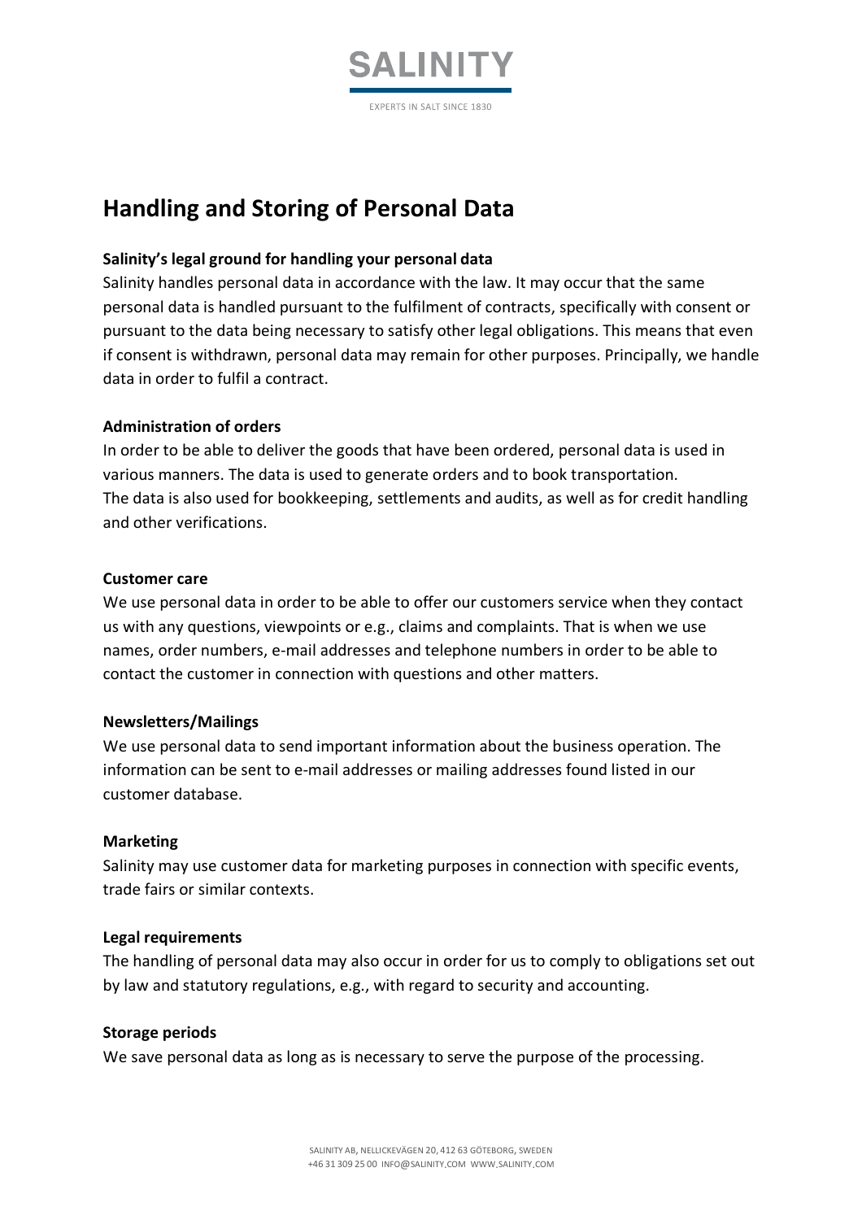# Handling and Storing of Personal Data

**Salinity's legal ground for handling your personal data**

Salinity handles personal data in accordance with the law. It may occur that the same personal data is handled pursuant to the fulfilment of contracts, specifically with consent or pursuant to the data being necessary to satisfy other legal obligations. This means that even if consent is withdrawn, personal data may remain for other purposes. Principally, we handle data in order to fulfil a contract.

**Administration of orders**

In order to be able to deliver the goods that have been ordered, personal data is used in various manners. The data is used to generate orders and to book transportation. The data is also used for bookkeeping, settlements and audits, as well as for credit handling and other verifications.

**Customer care**

We use personal data in order to be able to offer our customers service when they contact us with any questions, viewpoints or e.g., claims and complaints. That is when we use names, order numbers, e-mail addresses and telephone numbers in order to be able to contact the customer in connection with questions and other matters.

**Newsletters/Mailings**

We use personal data to send important information about the business operation. The information can be sent to e-mail addresses or mailing addresses found listed in our customer database.

**Marketing**

Salinity may use customer data for marketing purposes in connection with specific events, trade fairs or similar contexts.

**Legal requirements**

The handling of personal data may also occur in order for us to comply to obligations set out by law and statutory regulations, e.g., with regard to security and accounting.

**Storage periods**

We save personal data as long as is necessary to serve the purpose of the processing.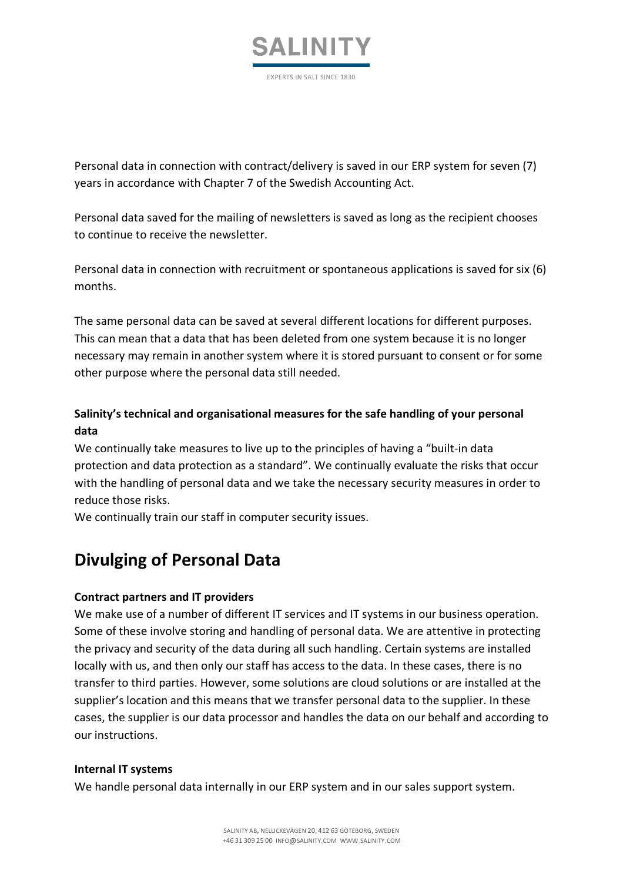Personal data in connection with contract/delivery is saved in our ERP system for seven (7) years in accordance with Chapter 7 of the Swedish Accounting Act.

Personal data saved for the mailing of newsletters is saved as long as the recipient chooses to continue to receive the newsletter.

Personal data in connection with recruitment or spontaneous applications is saved for six (6) months.

The same personal data can be saved at several different locations for different purposes. This can mean that a data that has been deleted from one system because it is no longer necessary may remain in another system where it is stored pursuant to consent or for some other purpose where the personal data still needed.

**Salinity's technical and organisational measures for the safe handling of your personal data**

We continually take measures to live up to the principles of having a "built-in data protection and data protection as a standard". We continually evaluate the risks that occur with the handling of personal data and we take the necessary security measures in order to reduce those risks.

We continually train our staff in computer security issues.

## Divulging of Personal Data

**Contract partners and IT providers**

We make use of a number of different IT services and IT systems in our business operation. Some of these involve storing and handling of personal data. We are attentive in protecting the privacy and security of the data during all such handling. Certain systems are installed locally with us, and then only our staff has access to the data. In these cases, there is no transfer to third parties. However, some solutions are cloud solutions or are installed at the supplier's location and this means that we transfer personal data to the supplier. In these cases, the supplier is our data processor and handles the data on our behalf and according to our instructions.

**Internal IT systems**

We handle personal data internally in our ERP system and in our sales support system.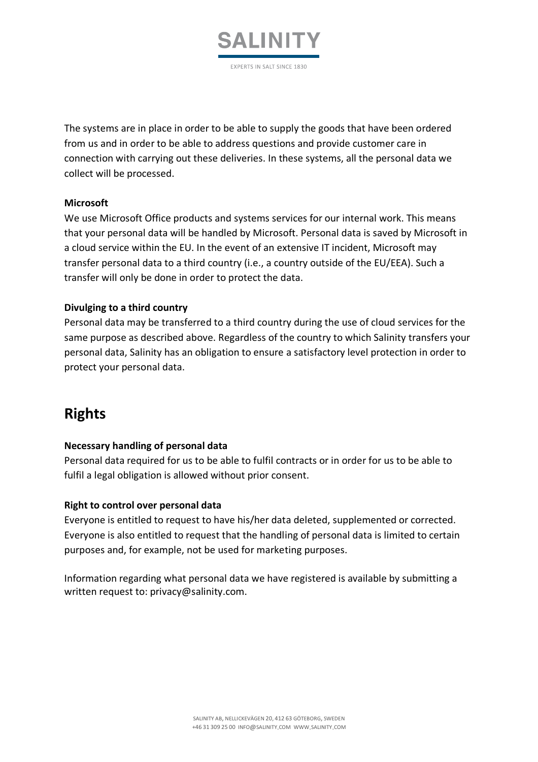The systems are in place in order to be able to supply the goods that have been ordered from us and in order to be able to address questions and provide customer care in connection with carrying out these deliveries. In these systems, all the personal data we collect will be processed.

**Microsoft**

We use Microsoft Office products and systems services for our internal work. This means that your personal data will be handled by Microsoft. Personal data is saved by Microsoft in a cloud service within the EU. In the event of an extensive IT incident, Microsoft may transfer personal data to a third country (i.e., a country outside of the EU/EEA). Such a transfer will only be done in order to protect the data.

**Divulging to a third country**

Personal data may be transferred to a third country during the use of cloud services for the same purpose as described above. Regardless of the country to which Salinity transfers your personal data, Salinity has an obligation to ensure a satisfactory level protection in order to protect your personal data.

## Rights

**Necessary handling of personal data**

Personal data required for us to be able to fulfil contracts or in order for us to be able to fulfil a legal obligation is allowed without prior consent.

**Right to control over personal data**

Everyone is entitled to request to have his/her data deleted, supplemented or corrected. Everyone is also entitled to request that the handling of personal data is limited to certain purposes and, for example, not be used for marketing purposes.

Information regarding what personal data we have registered is available by submitting a written request to: privacy@salinity.com.